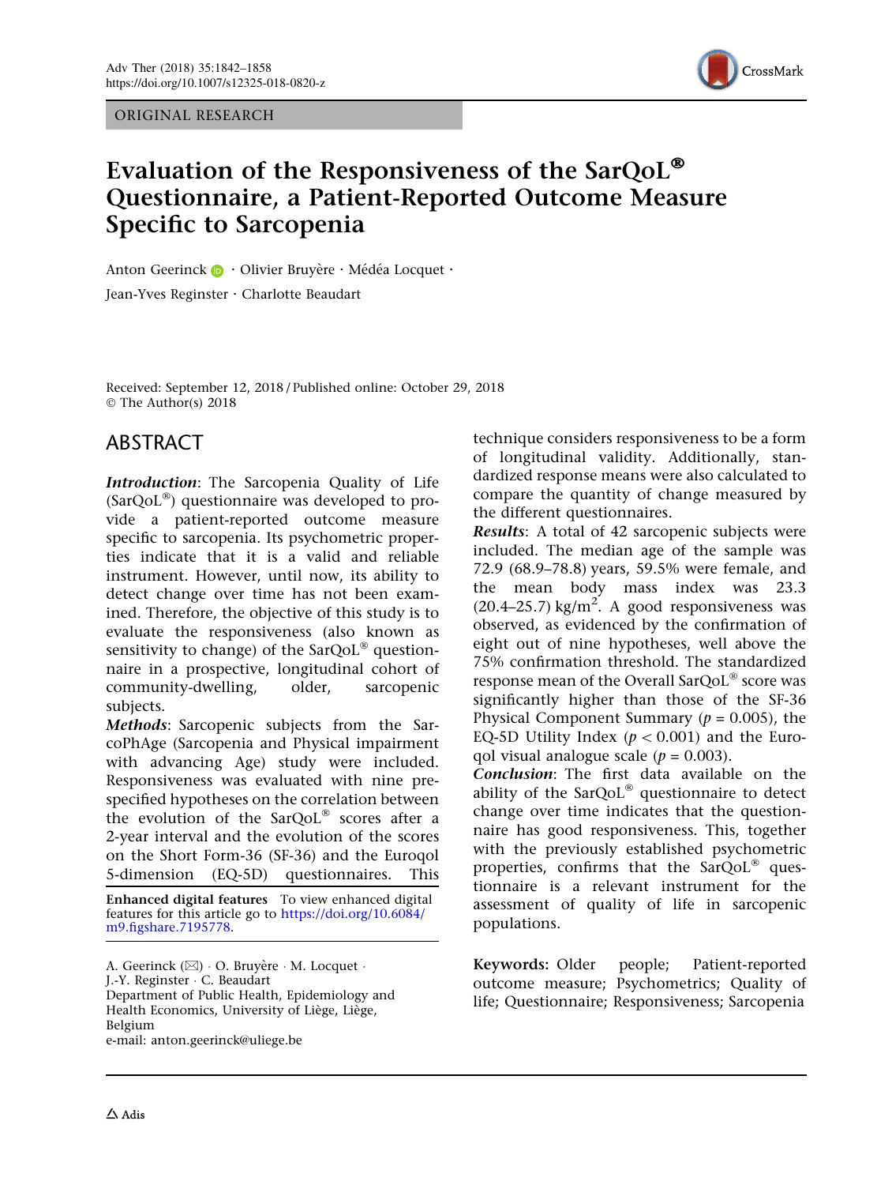ORIGINAL RESEARCH

# Evaluation of the Responsiveness of the SarQoL® Questionnaire, a Patient-Reported Outcome Measure Specific to Sarcopenia

Anton Geerinck · Olivier Bruyère · Médéa Locquet · Jean-Yves Reginster · Charlotte Beaudart

Received: September 12, 2018 / Published online: October 29, 2018
© The Author(s) 2018

## ABSTRACT

***Introduction***: The Sarcopenia Quality of Life (SarQoL®) questionnaire was developed to provide a patient-reported outcome measure specific to sarcopenia. Its psychometric properties indicate that it is a valid and reliable instrument. However, until now, its ability to detect change over time has not been examined. Therefore, the objective of this study is to evaluate the responsiveness (also known as sensitivity to change) of the SarQoL® questionnaire in a prospective, longitudinal cohort of community-dwelling, older, sarcopenic subjects.

***Methods***: Sarcopenic subjects from the SarcoPhAge (Sarcopenia and Physical impairment with advancing Age) study were included. Responsiveness was evaluated with nine prespecified hypotheses on the correlation between the evolution of the SarQoL® scores after a 2-year interval and the evolution of the scores on the Short Form-36 (SF-36) and the Euroqol 5-dimension (EQ-5D) questionnaires. This technique considers responsiveness to be a form of longitudinal validity. Additionally, standardized response means were also calculated to compare the quantity of change measured by the different questionnaires.

***Results***: A total of 42 sarcopenic subjects were included. The median age of the sample was 72.9 (68.9–78.8) years, 59.5% were female, and the mean body mass index was 23.3 (20.4–25.7) kg/m$^2$. A good responsiveness was observed, as evidenced by the confirmation of eight out of nine hypotheses, well above the 75% confirmation threshold. The standardized response mean of the Overall SarQoL® score was significantly higher than those of the SF-36 Physical Component Summary ($p = 0.005$), the EQ-5D Utility Index ($p < 0.001$) and the Euroqol visual analogue scale ($p = 0.003$).

***Conclusion***: The first data available on the ability of the SarQoL® questionnaire to detect change over time indicates that the questionnaire has good responsiveness. This, together with the previously established psychometric properties, confirms that the SarQoL® questionnaire is a relevant instrument for the assessment of quality of life in sarcopenic populations.

**Keywords:** Older people; Patient-reported outcome measure; Psychometrics; Quality of life; Questionnaire; Responsiveness; Sarcopenia

**Enhanced digital features** To view enhanced digital features for this article go to https://doi.org/10.6084/m9.figshare.7195778.

A. Geerinck (✉) · O. Bruyère · M. Locquet · J.-Y. Reginster · C. Beaudart
Department of Public Health, Epidemiology and Health Economics, University of Liège, Liège, Belgium
e-mail: anton.geerinck@uliege.be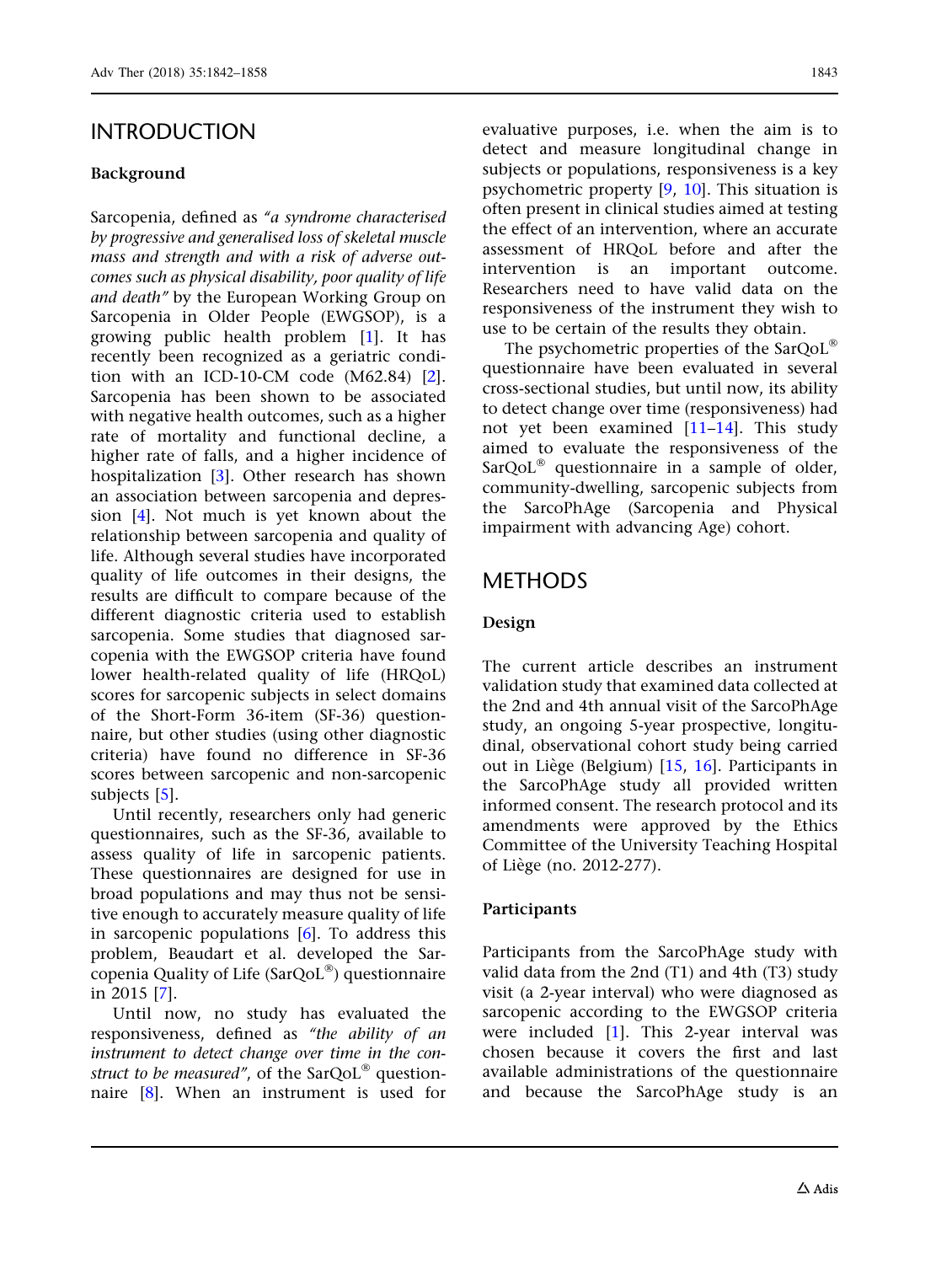## INTRODUCTION

### Background

Sarcopenia, defined as *"a syndrome characterised by progressive and generalised loss of skeletal muscle mass and strength and with a risk of adverse outcomes such as physical disability, poor quality of life and death"* by the European Working Group on Sarcopenia in Older People (EWGSOP), is a growing public health problem [1]. It has recently been recognized as a geriatric condition with an ICD-10-CM code (M62.84) [2]. Sarcopenia has been shown to be associated with negative health outcomes, such as a higher rate of mortality and functional decline, a higher rate of falls, and a higher incidence of hospitalization [3]. Other research has shown an association between sarcopenia and depression [4]. Not much is yet known about the relationship between sarcopenia and quality of life. Although several studies have incorporated quality of life outcomes in their designs, the results are difficult to compare because of the different diagnostic criteria used to establish sarcopenia. Some studies that diagnosed sarcopenia with the EWGSOP criteria have found lower health-related quality of life (HRQoL) scores for sarcopenic subjects in select domains of the Short-Form 36-item (SF-36) questionnaire, but other studies (using other diagnostic criteria) have found no difference in SF-36 scores between sarcopenic and non-sarcopenic subjects [5].

Until recently, researchers only had generic questionnaires, such as the SF-36, available to assess quality of life in sarcopenic patients. These questionnaires are designed for use in broad populations and may thus not be sensitive enough to accurately measure quality of life in sarcopenic populations [6]. To address this problem, Beaudart et al. developed the Sarcopenia Quality of Life (SarQoL®) questionnaire in 2015 [7].

Until now, no study has evaluated the responsiveness, defined as *"the ability of an instrument to detect change over time in the construct to be measured"*, of the SarQoL® questionnaire [8]. When an instrument is used for evaluative purposes, i.e. when the aim is to detect and measure longitudinal change in subjects or populations, responsiveness is a key psychometric property [9, 10]. This situation is often present in clinical studies aimed at testing the effect of an intervention, where an accurate assessment of HRQoL before and after the intervention is an important outcome. Researchers need to have valid data on the responsiveness of the instrument they wish to use to be certain of the results they obtain.

The psychometric properties of the SarQoL® questionnaire have been evaluated in several cross-sectional studies, but until now, its ability to detect change over time (responsiveness) had not yet been examined [11–14]. This study aimed to evaluate the responsiveness of the SarQoL® questionnaire in a sample of older, community-dwelling, sarcopenic subjects from the SarcoPhAge (Sarcopenia and Physical impairment with advancing Age) cohort.

## METHODS

### Design

The current article describes an instrument validation study that examined data collected at the 2nd and 4th annual visit of the SarcoPhAge study, an ongoing 5-year prospective, longitudinal, observational cohort study being carried out in Liège (Belgium) [15, 16]. Participants in the SarcoPhAge study all provided written informed consent. The research protocol and its amendments were approved by the Ethics Committee of the University Teaching Hospital of Liège (no. 2012-277).

### Participants

Participants from the SarcoPhAge study with valid data from the 2nd (T1) and 4th (T3) study visit (a 2-year interval) who were diagnosed as sarcopenic according to the EWGSOP criteria were included [1]. This 2-year interval was chosen because it covers the first and last available administrations of the questionnaire and because the SarcoPhAge study is an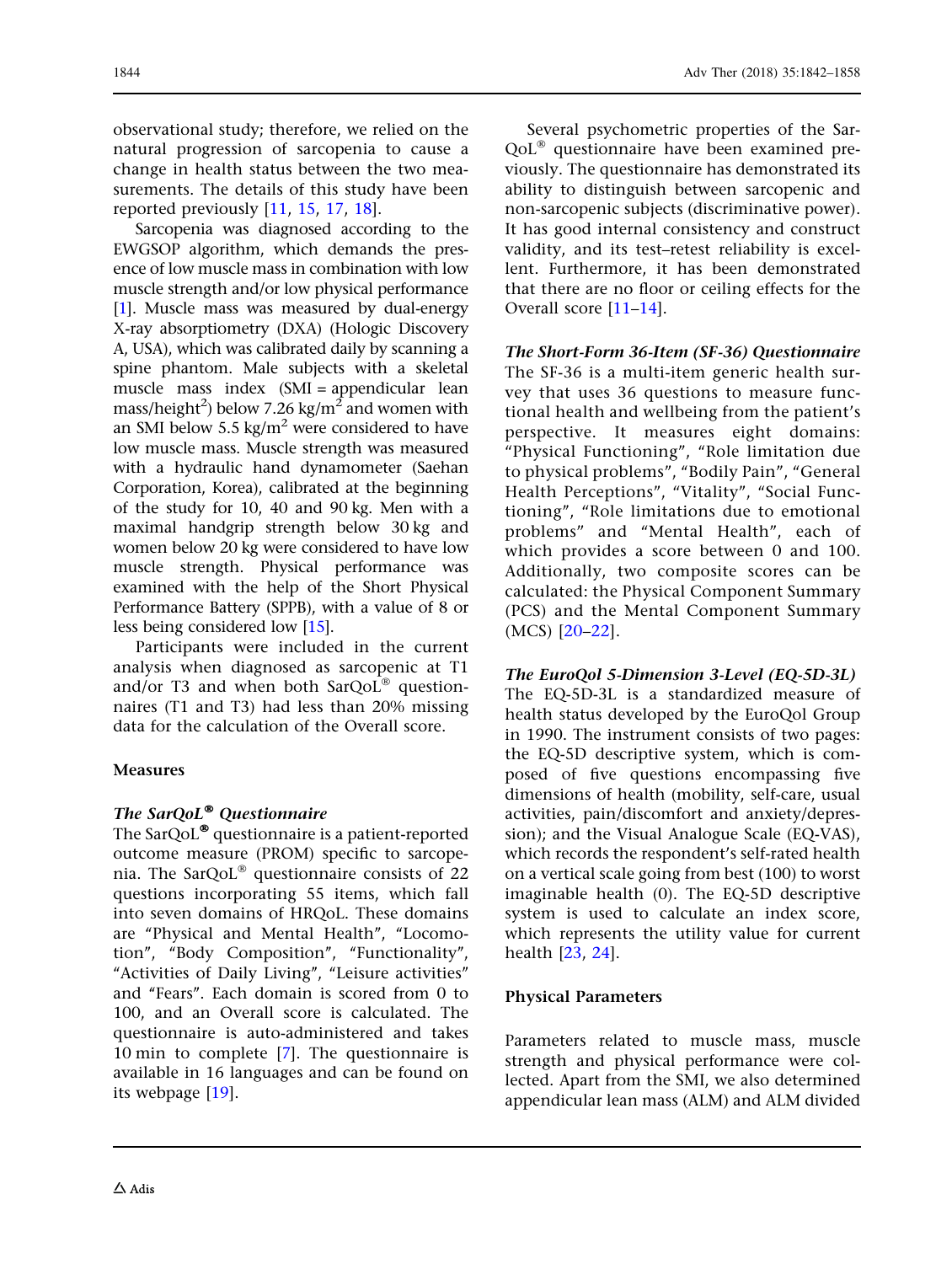observational study; therefore, we relied on the natural progression of sarcopenia to cause a change in health status between the two measurements. The details of this study have been reported previously [11, 15, 17, 18].

Sarcopenia was diagnosed according to the EWGSOP algorithm, which demands the presence of low muscle mass in combination with low muscle strength and/or low physical performance [1]. Muscle mass was measured by dual-energy X-ray absorptiometry (DXA) (Hologic Discovery A, USA), which was calibrated daily by scanning a spine phantom. Male subjects with a skeletal muscle mass index (SMI = appendicular lean mass/height$^2$) below 7.26 kg/m$^2$ and women with an SMI below 5.5 kg/m$^2$ were considered to have low muscle mass. Muscle strength was measured with a hydraulic hand dynamometer (Saehan Corporation, Korea), calibrated at the beginning of the study for 10, 40 and 90 kg. Men with a maximal handgrip strength below 30 kg and women below 20 kg were considered to have low muscle strength. Physical performance was examined with the help of the Short Physical Performance Battery (SPPB), with a value of 8 or less being considered low [15].

Participants were included in the current analysis when diagnosed as sarcopenic at T1 and/or T3 and when both SarQoL® questionnaires (T1 and T3) had less than 20% missing data for the calculation of the Overall score.

## Measures

### *The SarQoL® Questionnaire*

The SarQoL® questionnaire is a patient-reported outcome measure (PROM) specific to sarcopenia. The SarQoL® questionnaire consists of 22 questions incorporating 55 items, which fall into seven domains of HRQoL. These domains are "Physical and Mental Health", "Locomotion", "Body Composition", "Functionality", "Activities of Daily Living", "Leisure activities" and "Fears". Each domain is scored from 0 to 100, and an Overall score is calculated. The questionnaire is auto-administered and takes 10 min to complete [7]. The questionnaire is available in 16 languages and can be found on its webpage [19].

Several psychometric properties of the SarQoL® questionnaire have been examined previously. The questionnaire has demonstrated its ability to distinguish between sarcopenic and non-sarcopenic subjects (discriminative power). It has good internal consistency and construct validity, and its test–retest reliability is excellent. Furthermore, it has been demonstrated that there are no floor or ceiling effects for the Overall score [11–14].

### *The Short-Form 36-Item (SF-36) Questionnaire*

The SF-36 is a multi-item generic health survey that uses 36 questions to measure functional health and wellbeing from the patient's perspective. It measures eight domains: "Physical Functioning", "Role limitation due to physical problems", "Bodily Pain", "General Health Perceptions", "Vitality", "Social Functioning", "Role limitations due to emotional problems" and "Mental Health", each of which provides a score between 0 and 100. Additionally, two composite scores can be calculated: the Physical Component Summary (PCS) and the Mental Component Summary (MCS) [20–22].

### *The EuroQol 5-Dimension 3-Level (EQ-5D-3L)*

The EQ-5D-3L is a standardized measure of health status developed by the EuroQol Group in 1990. The instrument consists of two pages: the EQ-5D descriptive system, which is composed of five questions encompassing five dimensions of health (mobility, self-care, usual activities, pain/discomfort and anxiety/depression); and the Visual Analogue Scale (EQ-VAS), which records the respondent's self-rated health on a vertical scale going from best (100) to worst imaginable health (0). The EQ-5D descriptive system is used to calculate an index score, which represents the utility value for current health [23, 24].

## Physical Parameters

Parameters related to muscle mass, muscle strength and physical performance were collected. Apart from the SMI, we also determined appendicular lean mass (ALM) and ALM divided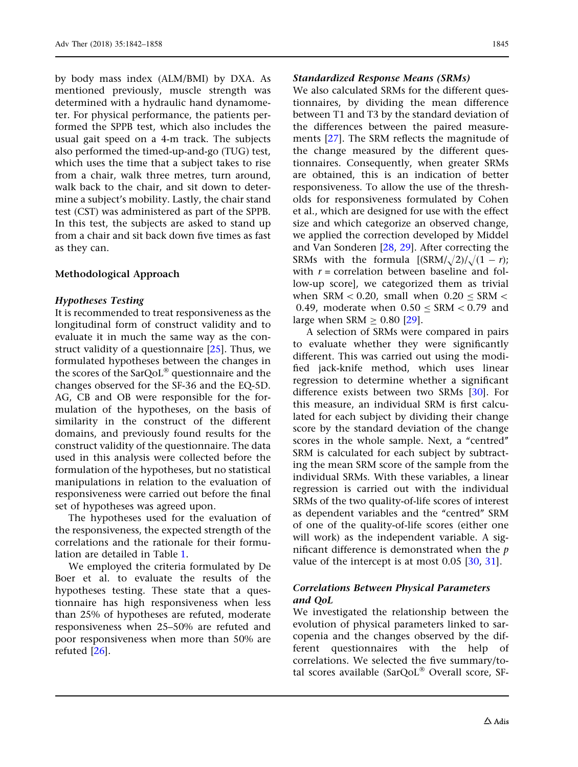by body mass index (ALM/BMI) by DXA. As mentioned previously, muscle strength was determined with a hydraulic hand dynamometer. For physical performance, the patients performed the SPPB test, which also includes the usual gait speed on a 4-m track. The subjects also performed the timed-up-and-go (TUG) test, which uses the time that a subject takes to rise from a chair, walk three metres, turn around, walk back to the chair, and sit down to determine a subject's mobility. Lastly, the chair stand test (CST) was administered as part of the SPPB. In this test, the subjects are asked to stand up from a chair and sit back down five times as fast as they can.

### Methodological Approach

#### *Hypotheses Testing*

It is recommended to treat responsiveness as the longitudinal form of construct validity and to evaluate it in much the same way as the construct validity of a questionnaire [25]. Thus, we formulated hypotheses between the changes in the scores of the SarQoL® questionnaire and the changes observed for the SF-36 and the EQ-5D. AG, CB and OB were responsible for the formulation of the hypotheses, on the basis of similarity in the construct of the different domains, and previously found results for the construct validity of the questionnaire. The data used in this analysis were collected before the formulation of the hypotheses, but no statistical manipulations in relation to the evaluation of responsiveness were carried out before the final set of hypotheses was agreed upon.

The hypotheses used for the evaluation of the responsiveness, the expected strength of the correlations and the rationale for their formulation are detailed in Table 1.

We employed the criteria formulated by De Boer et al. to evaluate the results of the hypotheses testing. These state that a questionnaire has high responsiveness when less than 25% of hypotheses are refuted, moderate responsiveness when 25–50% are refuted and poor responsiveness when more than 50% are refuted [26].

#### *Standardized Response Means (SRMs)*

We also calculated SRMs for the different questionnaires, by dividing the mean difference between T1 and T3 by the standard deviation of the differences between the paired measurements [27]. The SRM reflects the magnitude of the change measured by the different questionnaires. Consequently, when greater SRMs are obtained, this is an indication of better responsiveness. To allow the use of the thresholds for responsiveness formulated by Cohen et al., which are designed for use with the effect size and which categorize an observed change, we applied the correction developed by Middel and Van Sonderen [28, 29]. After correcting the SRMs with the formula $[(\mathrm{SRM}/\sqrt{2})/\sqrt{(1-r)}$; with $r$ = correlation between baseline and follow-up score], we categorized them as trivial when $\mathrm{SRM} < 0.20$, small when $0.20 \leq \mathrm{SRM} < 0.49$, moderate when $0.50 \leq \mathrm{SRM} < 0.79$ and large when $\mathrm{SRM} \geq 0.80$ [29].

A selection of SRMs were compared in pairs to evaluate whether they were significantly different. This was carried out using the modified jack-knife method, which uses linear regression to determine whether a significant difference exists between two SRMs [30]. For this measure, an individual SRM is first calculated for each subject by dividing their change score by the standard deviation of the change scores in the whole sample. Next, a "centred" SRM is calculated for each subject by subtracting the mean SRM score of the sample from the individual SRMs. With these variables, a linear regression is carried out with the individual SRMs of the two quality-of-life scores of interest as dependent variables and the "centred" SRM of one of the quality-of-life scores (either one will work) as the independent variable. A significant difference is demonstrated when the $p$ value of the intercept is at most 0.05 [30, 31].

#### *Correlations Between Physical Parameters and QoL*

We investigated the relationship between the evolution of physical parameters linked to sarcopenia and the changes observed by the different questionnaires with the help of correlations. We selected the five summary/total scores available (SarQoL® Overall score, SF-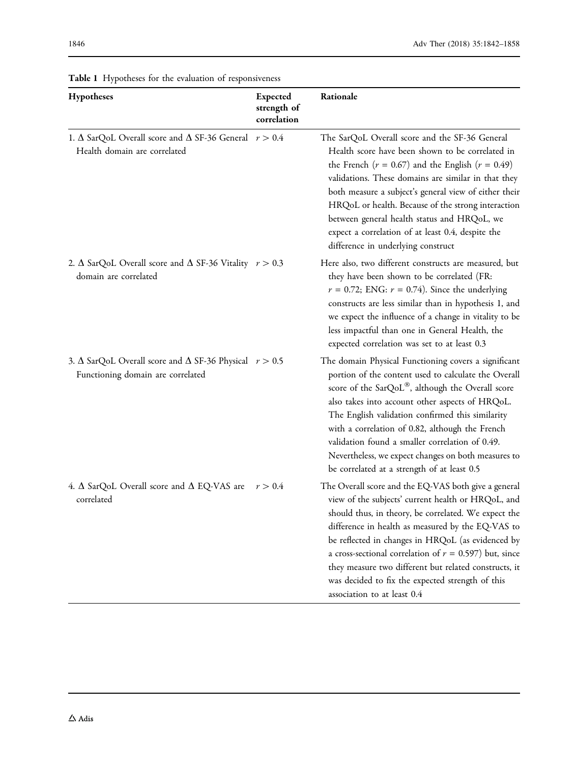**Table 1** Hypotheses for the evaluation of responsiveness

| Hypotheses | Expected strength of correlation | Rationale |
|---|---|---|
| 1. Δ SarQoL Overall score and Δ SF-36 General Health domain are correlated | $r > 0.4$ | The SarQoL Overall score and the SF-36 General Health score have been shown to be correlated in the French ($r = 0.67$) and the English ($r = 0.49$) validations. These domains are similar in that they both measure a subject's general view of either their HRQoL or health. Because of the strong interaction between general health status and HRQoL, we expect a correlation of at least 0.4, despite the difference in underlying construct |
| 2. Δ SarQoL Overall score and Δ SF-36 Vitality domain are correlated | $r > 0.3$ | Here also, two different constructs are measured, but they have been shown to be correlated (FR: $r = 0.72$; ENG: $r = 0.74$). Since the underlying constructs are less similar than in hypothesis 1, and we expect the influence of a change in vitality to be less impactful than one in General Health, the expected correlation was set to at least 0.3 |
| 3. Δ SarQoL Overall score and Δ SF-36 Physical Functioning domain are correlated | $r > 0.5$ | The domain Physical Functioning covers a significant portion of the content used to calculate the Overall score of the SarQoL®, although the Overall score also takes into account other aspects of HRQoL. The English validation confirmed this similarity with a correlation of 0.82, although the French validation found a smaller correlation of 0.49. Nevertheless, we expect changes on both measures to be correlated at a strength of at least 0.5 |
| 4. Δ SarQoL Overall score and Δ EQ-VAS are correlated | $r > 0.4$ | The Overall score and the EQ-VAS both give a general view of the subjects' current health or HRQoL, and should thus, in theory, be correlated. We expect the difference in health as measured by the EQ-VAS to be reflected in changes in HRQoL (as evidenced by a cross-sectional correlation of $r = 0.597$) but, since they measure two different but related constructs, it was decided to fix the expected strength of this association to at least 0.4 |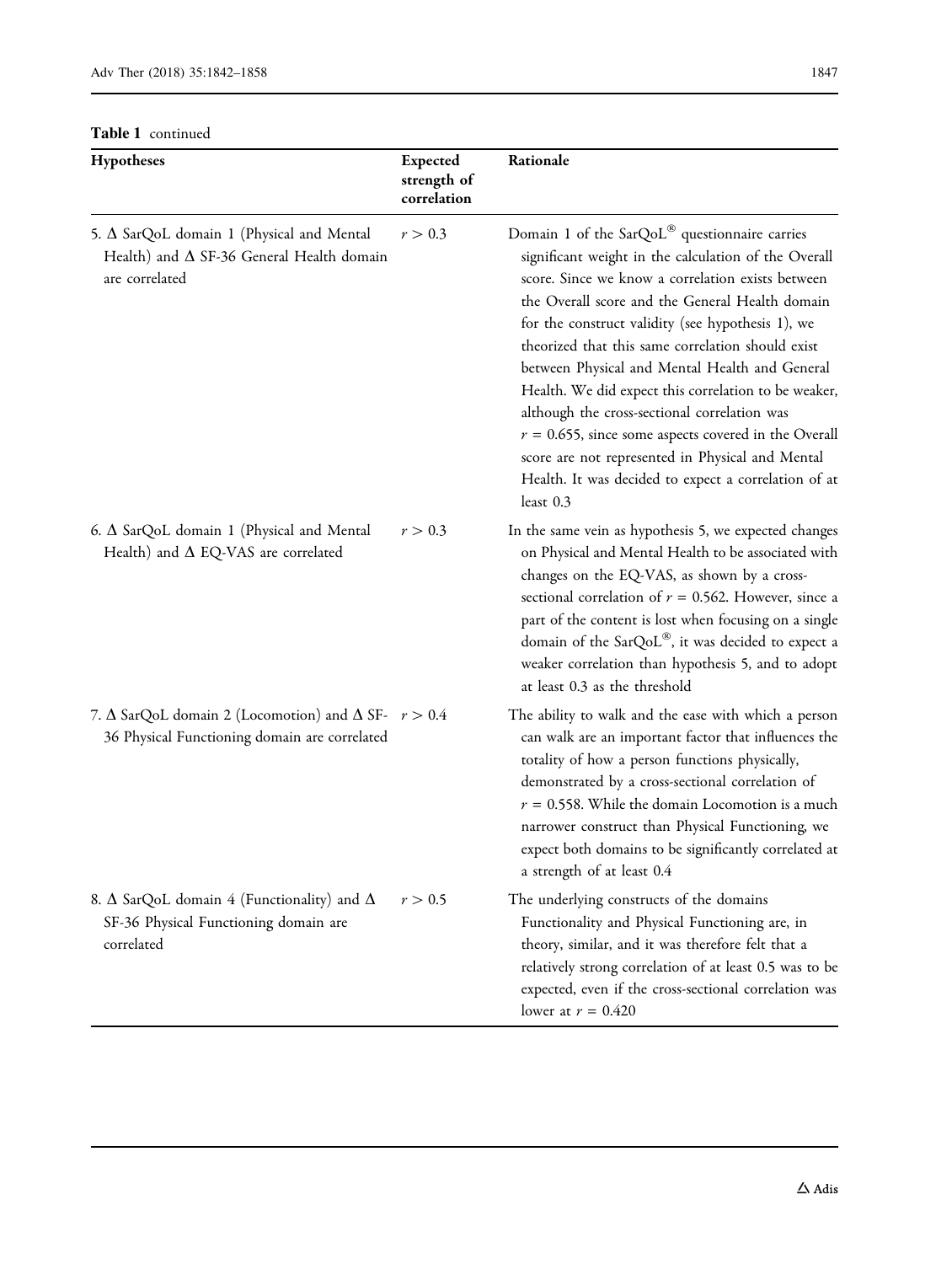**Table 1** continued

| Hypotheses | Expected strength of correlation | Rationale |
|---|---|---|
| 5. Δ SarQoL domain 1 (Physical and Mental Health) and Δ SF-36 General Health domain are correlated | $r > 0.3$ | Domain 1 of the SarQoL® questionnaire carries significant weight in the calculation of the Overall score. Since we know a correlation exists between the Overall score and the General Health domain for the construct validity (see hypothesis 1), we theorized that this same correlation should exist between Physical and Mental Health and General Health. We did expect this correlation to be weaker, although the cross-sectional correlation was $r = 0.655$, since some aspects covered in the Overall score are not represented in Physical and Mental Health. It was decided to expect a correlation of at least 0.3 |
| 6. Δ SarQoL domain 1 (Physical and Mental Health) and Δ EQ-VAS are correlated | $r > 0.3$ | In the same vein as hypothesis 5, we expected changes on Physical and Mental Health to be associated with changes on the EQ-VAS, as shown by a cross-sectional correlation of $r = 0.562$. However, since a part of the content is lost when focusing on a single domain of the SarQoL®, it was decided to expect a weaker correlation than hypothesis 5, and to adopt at least 0.3 as the threshold |
| 7. Δ SarQoL domain 2 (Locomotion) and Δ SF-36 Physical Functioning domain are correlated | $r > 0.4$ | The ability to walk and the ease with which a person can walk are an important factor that influences the totality of how a person functions physically, demonstrated by a cross-sectional correlation of $r = 0.558$. While the domain Locomotion is a much narrower construct than Physical Functioning, we expect both domains to be significantly correlated at a strength of at least 0.4 |
| 8. Δ SarQoL domain 4 (Functionality) and Δ SF-36 Physical Functioning domain are correlated | $r > 0.5$ | The underlying constructs of the domains Functionality and Physical Functioning are, in theory, similar, and it was therefore felt that a relatively strong correlation of at least 0.5 was to be expected, even if the cross-sectional correlation was lower at $r = 0.420$ |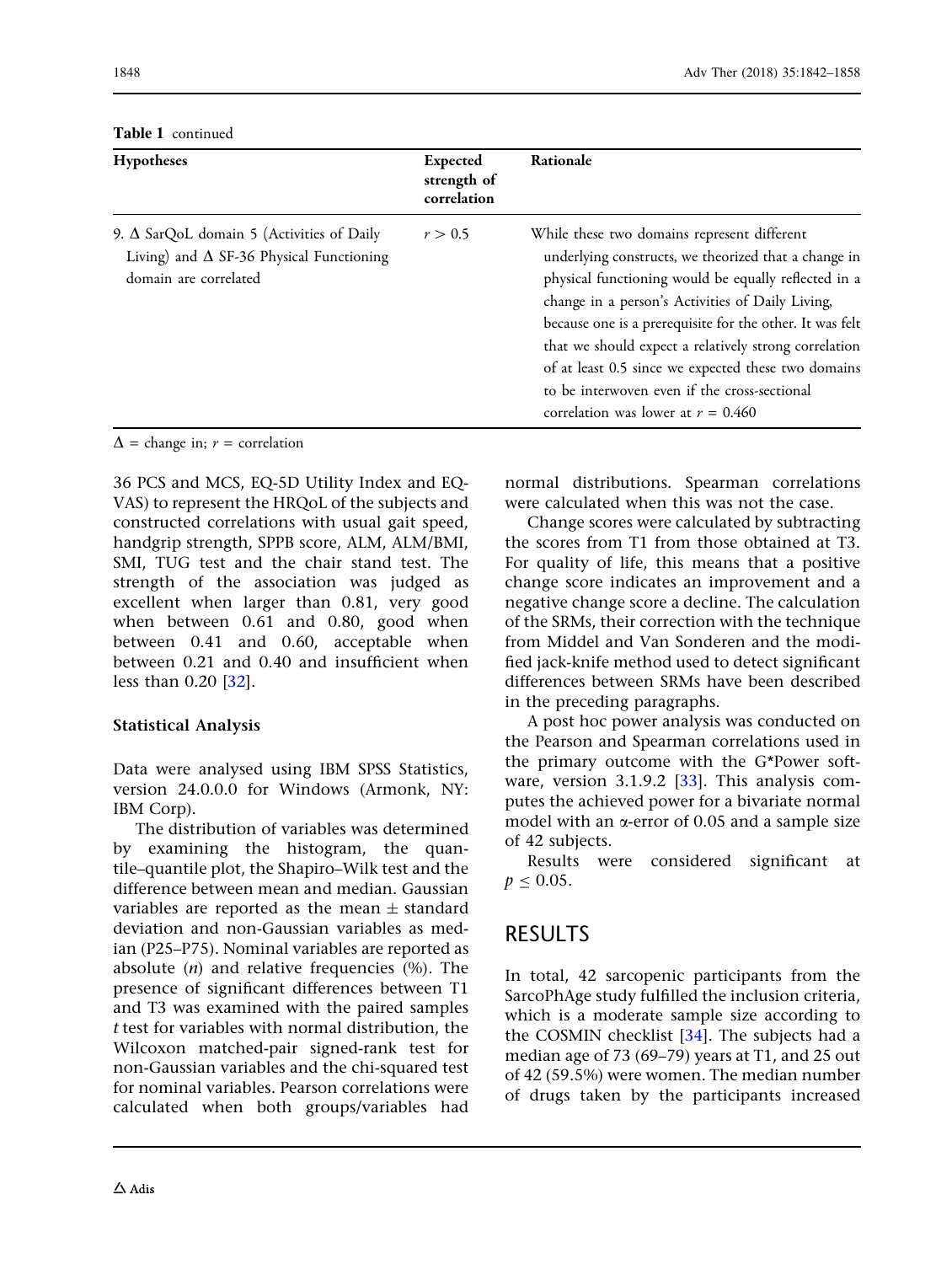**Table 1** continued

| Hypotheses | Expected strength of correlation | Rationale |
|---|---|---|
| 9. Δ SarQoL domain 5 (Activities of Daily Living) and Δ SF-36 Physical Functioning domain are correlated | $r > 0.5$ | While these two domains represent different underlying constructs, we theorized that a change in physical functioning would be equally reflected in a change in a person's Activities of Daily Living, because one is a prerequisite for the other. It was felt that we should expect a relatively strong correlation of at least 0.5 since we expected these two domains to be interwoven even if the cross-sectional correlation was lower at $r = 0.460$ |

Δ = change in; $r$ = correlation

36 PCS and MCS, EQ-5D Utility Index and EQ-VAS) to represent the HRQoL of the subjects and constructed correlations with usual gait speed, handgrip strength, SPPB score, ALM, ALM/BMI, SMI, TUG test and the chair stand test. The strength of the association was judged as excellent when larger than 0.81, very good when between 0.61 and 0.80, good when between 0.41 and 0.60, acceptable when between 0.21 and 0.40 and insufficient when less than 0.20 [32].

### Statistical Analysis

Data were analysed using IBM SPSS Statistics, version 24.0.0.0 for Windows (Armonk, NY: IBM Corp).

The distribution of variables was determined by examining the histogram, the quantile–quantile plot, the Shapiro–Wilk test and the difference between mean and median. Gaussian variables are reported as the mean ± standard deviation and non-Gaussian variables as median (P25–P75). Nominal variables are reported as absolute ($n$) and relative frequencies (%). The presence of significant differences between T1 and T3 was examined with the paired samples $t$ test for variables with normal distribution, the Wilcoxon matched-pair signed-rank test for non-Gaussian variables and the chi-squared test for nominal variables. Pearson correlations were calculated when both groups/variables had normal distributions. Spearman correlations were calculated when this was not the case.

Change scores were calculated by subtracting the scores from T1 from those obtained at T3. For quality of life, this means that a positive change score indicates an improvement and a negative change score a decline. The calculation of the SRMs, their correction with the technique from Middel and Van Sonderen and the modified jack-knife method used to detect significant differences between SRMs have been described in the preceding paragraphs.

A post hoc power analysis was conducted on the Pearson and Spearman correlations used in the primary outcome with the G*Power software, version 3.1.9.2 [33]. This analysis computes the achieved power for a bivariate normal model with an $\alpha$-error of 0.05 and a sample size of 42 subjects.

Results were considered significant at $p \leq 0.05$.

## RESULTS

In total, 42 sarcopenic participants from the SarcoPhAge study fulfilled the inclusion criteria, which is a moderate sample size according to the COSMIN checklist [34]. The subjects had a median age of 73 (69–79) years at T1, and 25 out of 42 (59.5%) were women. The median number of drugs taken by the participants increased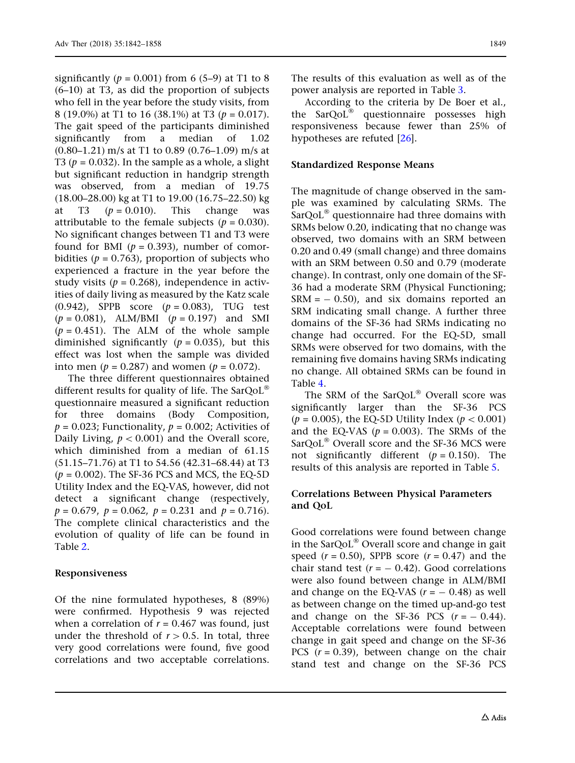significantly ($p = 0.001$) from 6 (5–9) at T1 to 8 (6–10) at T3, as did the proportion of subjects who fell in the year before the study visits, from 8 (19.0%) at T1 to 16 (38.1%) at T3 ($p = 0.017$). The gait speed of the participants diminished significantly from a median of 1.02 (0.80–1.21) m/s at T1 to 0.89 (0.76–1.09) m/s at T3 ($p = 0.032$). In the sample as a whole, a slight but significant reduction in handgrip strength was observed, from a median of 19.75 (18.00–28.00) kg at T1 to 19.00 (16.75–22.50) kg at T3 ($p = 0.010$). This change was attributable to the female subjects ($p = 0.030$). No significant changes between T1 and T3 were found for BMI ($p = 0.393$), number of comorbidities ($p = 0.763$), proportion of subjects who experienced a fracture in the year before the study visits ($p = 0.268$), independence in activities of daily living as measured by the Katz scale (0.942), SPPB score ($p = 0.083$), TUG test ($p = 0.081$), ALM/BMI ($p = 0.197$) and SMI ($p = 0.451$). The ALM of the whole sample diminished significantly ($p = 0.035$), but this effect was lost when the sample was divided into men ($p = 0.287$) and women ($p = 0.072$).

The three different questionnaires obtained different results for quality of life. The SarQoL® questionnaire measured a significant reduction for three domains (Body Composition, $p = 0.023$; Functionality, $p = 0.002$; Activities of Daily Living, $p < 0.001$) and the Overall score, which diminished from a median of 61.15 (51.15–71.76) at T1 to 54.56 (42.31–68.44) at T3 ($p = 0.002$). The SF-36 PCS and MCS, the EQ-5D Utility Index and the EQ-VAS, however, did not detect a significant change (respectively, $p = 0.679$, $p = 0.062$, $p = 0.231$ and $p = 0.716$). The complete clinical characteristics and the evolution of quality of life can be found in Table 2.

### Responsiveness

Of the nine formulated hypotheses, 8 (89%) were confirmed. Hypothesis 9 was rejected when a correlation of $r = 0.467$ was found, just under the threshold of $r > 0.5$. In total, three very good correlations were found, five good correlations and two acceptable correlations. The results of this evaluation as well as of the power analysis are reported in Table 3.

According to the criteria by De Boer et al., the SarQoL® questionnaire possesses high responsiveness because fewer than 25% of hypotheses are refuted [26].

### Standardized Response Means

The magnitude of change observed in the sample was examined by calculating SRMs. The SarQoL® questionnaire had three domains with SRMs below 0.20, indicating that no change was observed, two domains with an SRM between 0.20 and 0.49 (small change) and three domains with an SRM between 0.50 and 0.79 (moderate change). In contrast, only one domain of the SF-36 had a moderate SRM (Physical Functioning; SRM = − 0.50), and six domains reported an SRM indicating small change. A further three domains of the SF-36 had SRMs indicating no change had occurred. For the EQ-5D, small SRMs were observed for two domains, with the remaining five domains having SRMs indicating no change. All obtained SRMs can be found in Table 4.

The SRM of the SarQoL® Overall score was significantly larger than the SF-36 PCS ($p = 0.005$), the EQ-5D Utility Index ($p < 0.001$) and the EQ-VAS ($p = 0.003$). The SRMs of the SarQoL® Overall score and the SF-36 MCS were not significantly different ($p = 0.150$). The results of this analysis are reported in Table 5.

### Correlations Between Physical Parameters and QoL

Good correlations were found between change in the SarQoL® Overall score and change in gait speed ($r = 0.50$), SPPB score ($r = 0.47$) and the chair stand test ($r = -0.42$). Good correlations were also found between change in ALM/BMI and change on the EQ-VAS ($r = -0.48$) as well as between change on the timed up-and-go test and change on the SF-36 PCS ($r = -0.44$). Acceptable correlations were found between change in gait speed and change on the SF-36 PCS ($r = 0.39$), between change on the chair stand test and change on the SF-36 PCS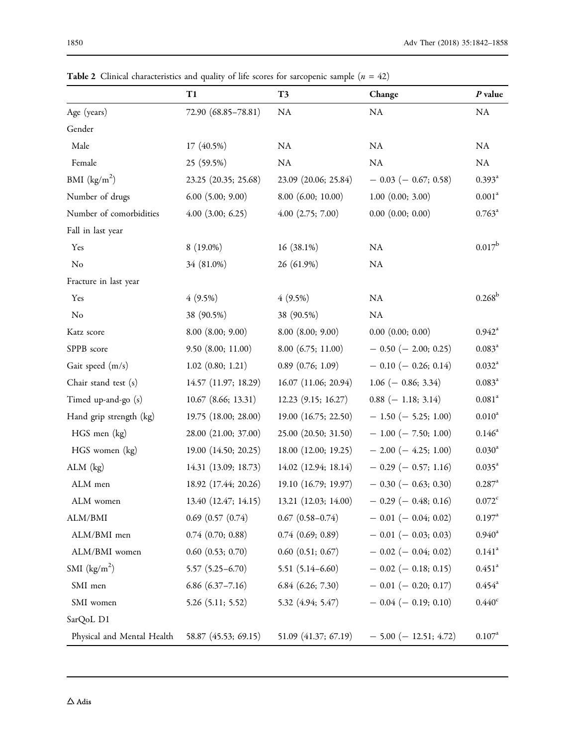**Table 2** Clinical characteristics and quality of life scores for sarcopenic sample ($n$ = 42)

| | T1 | T3 | Change | *P* value |
|---|---|---|---|---|
| Age (years) | 72.90 (68.85–78.81) | NA | NA | NA |
| Gender | | | | |
| Male | 17 (40.5%) | NA | NA | NA |
| Female | 25 (59.5%) | NA | NA | NA |
| BMI ($kg/m^2$) | 23.25 (20.35; 25.68) | 23.09 (20.06; 25.84) | − 0.03 (− 0.67; 0.58) | 0.393[a] |
| Number of drugs | 6.00 (5.00; 9.00) | 8.00 (6.00; 10.00) | 1.00 (0.00; 3.00) | 0.001[a] |
| Number of comorbidities | 4.00 (3.00; 6.25) | 4.00 (2.75; 7.00) | 0.00 (0.00; 0.00) | 0.763[a] |
| Fall in last year | | | | |
| Yes | 8 (19.0%) | 16 (38.1%) | NA | 0.017[b] |
| No | 34 (81.0%) | 26 (61.9%) | NA | |
| Fracture in last year | | | | |
| Yes | 4 (9.5%) | 4 (9.5%) | NA | 0.268[b] |
| No | 38 (90.5%) | 38 (90.5%) | NA | |
| Katz score | 8.00 (8.00; 9.00) | 8.00 (8.00; 9.00) | 0.00 (0.00; 0.00) | 0.942[a] |
| SPPB score | 9.50 (8.00; 11.00) | 8.00 (6.75; 11.00) | − 0.50 (− 2.00; 0.25) | 0.083[a] |
| Gait speed (m/s) | 1.02 (0.80; 1.21) | 0.89 (0.76; 1.09) | − 0.10 (− 0.26; 0.14) | 0.032[a] |
| Chair stand test (s) | 14.57 (11.97; 18.29) | 16.07 (11.06; 20.94) | 1.06 (− 0.86; 3.34) | 0.083[a] |
| Timed up-and-go (s) | 10.67 (8.66; 13.31) | 12.23 (9.15; 16.27) | 0.88 (− 1.18; 3.14) | 0.081[a] |
| Hand grip strength (kg) | 19.75 (18.00; 28.00) | 19.00 (16.75; 22.50) | − 1.50 (− 5.25; 1.00) | 0.010[a] |
| HGS men (kg) | 28.00 (21.00; 37.00) | 25.00 (20.50; 31.50) | − 1.00 (− 7.50; 1.00) | 0.146[a] |
| HGS women (kg) | 19.00 (14.50; 20.25) | 18.00 (12.00; 19.25) | − 2.00 (− 4.25; 1.00) | 0.030[a] |
| ALM (kg) | 14.31 (13.09; 18.73) | 14.02 (12.94; 18.14) | − 0.29 (− 0.57; 1.16) | 0.035[a] |
| ALM men | 18.92 (17.44; 20.26) | 19.10 (16.79; 19.97) | − 0.30 (− 0.63; 0.30) | 0.287[a] |
| ALM women | 13.40 (12.47; 14.15) | 13.21 (12.03; 14.00) | − 0.29 (− 0.48; 0.16) | 0.072[c] |
| ALM/BMI | 0.69 (0.57 (0.74) | 0.67 (0.58–0.74) | − 0.01 (− 0.04; 0.02) | 0.197[a] |
| ALM/BMI men | 0.74 (0.70; 0.88) | 0.74 (0.69; 0.89) | − 0.01 (− 0.03; 0.03) | 0.940[a] |
| ALM/BMI women | 0.60 (0.53; 0.70) | 0.60 (0.51; 0.67) | − 0.02 (− 0.04; 0.02) | 0.141[a] |
| SMI ($kg/m^2$) | 5.57 (5.25–6.70) | 5.51 (5.14–6.60) | − 0.02 (− 0.18; 0.15) | 0.451[a] |
| SMI men | 6.86 (6.37–7.16) | 6.84 (6.26; 7.30) | − 0.01 (− 0.20; 0.17) | 0.454[a] |
| SMI women | 5.26 (5.11; 5.52) | 5.32 (4.94; 5.47) | − 0.04 (− 0.19; 0.10) | 0.440[c] |
| SarQoL D1 | | | | |
| Physical and Mental Health | 58.87 (45.53; 69.15) | 51.09 (41.37; 67.19) | − 5.00 (− 12.51; 4.72) | 0.107[a] |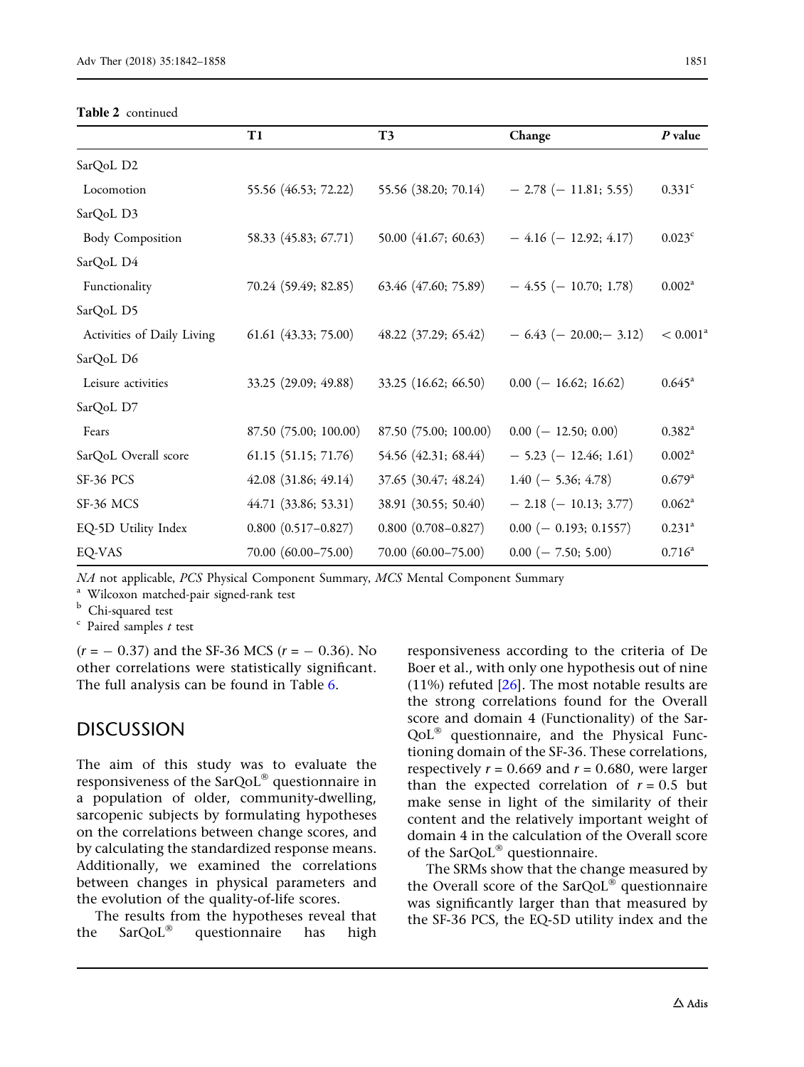**Table 2** continued

| | T1 | T3 | Change | *P* value |
|---|---|---|---|---|
| SarQoL D2 | | | | |
| Locomotion | 55.56 (46.53; 72.22) | 55.56 (38.20; 70.14) | − 2.78 (− 11.81; 5.55) | 0.331[c] |
| SarQoL D3 | | | | |
| Body Composition | 58.33 (45.83; 67.71) | 50.00 (41.67; 60.63) | − 4.16 (− 12.92; 4.17) | 0.023[c] |
| SarQoL D4 | | | | |
| Functionality | 70.24 (59.49; 82.85) | 63.46 (47.60; 75.89) | − 4.55 (− 10.70; 1.78) | 0.002[a] |
| SarQoL D5 | | | | |
| Activities of Daily Living | 61.61 (43.33; 75.00) | 48.22 (37.29; 65.42) | − 6.43 (− 20.00;− 3.12) | < 0.001[a] |
| SarQoL D6 | | | | |
| Leisure activities | 33.25 (29.09; 49.88) | 33.25 (16.62; 66.50) | 0.00 (− 16.62; 16.62) | 0.645[a] |
| SarQoL D7 | | | | |
| Fears | 87.50 (75.00; 100.00) | 87.50 (75.00; 100.00) | 0.00 (− 12.50; 0.00) | 0.382[a] |
| SarQoL Overall score | 61.15 (51.15; 71.76) | 54.56 (42.31; 68.44) | − 5.23 (− 12.46; 1.61) | 0.002[a] |
| SF-36 PCS | 42.08 (31.86; 49.14) | 37.65 (30.47; 48.24) | 1.40 (− 5.36; 4.78) | 0.679[a] |
| SF-36 MCS | 44.71 (33.86; 53.31) | 38.91 (30.55; 50.40) | − 2.18 (− 10.13; 3.77) | 0.062[a] |
| EQ-5D Utility Index | 0.800 (0.517–0.827) | 0.800 (0.708–0.827) | 0.00 (− 0.193; 0.1557) | 0.231[a] |
| EQ-VAS | 70.00 (60.00–75.00) | 70.00 (60.00–75.00) | 0.00 (− 7.50; 5.00) | 0.716[a] |

*NA* not applicable, *PCS* Physical Component Summary, *MCS* Mental Component Summary

[a] Wilcoxon matched-pair signed-rank test

[b] Chi-squared test

[c] Paired samples *t* test

($r = -0.37$) and the SF-36 MCS ($r = -0.36$). No other correlations were statistically significant. The full analysis can be found in Table 6.

## DISCUSSION

The aim of this study was to evaluate the responsiveness of the SarQoL® questionnaire in a population of older, community-dwelling, sarcopenic subjects by formulating hypotheses on the correlations between change scores, and by calculating the standardized response means. Additionally, we examined the correlations between changes in physical parameters and the evolution of the quality-of-life scores.

The results from the hypotheses reveal that the SarQoL® questionnaire has high responsiveness according to the criteria of De Boer et al., with only one hypothesis out of nine (11%) refuted [26]. The most notable results are the strong correlations found for the Overall score and domain 4 (Functionality) of the SarQoL® questionnaire, and the Physical Functioning domain of the SF-36. These correlations, respectively $r = 0.669$ and $r = 0.680$, were larger than the expected correlation of $r = 0.5$ but make sense in light of the similarity of their content and the relatively important weight of domain 4 in the calculation of the Overall score of the SarQoL® questionnaire.

The SRMs show that the change measured by the Overall score of the SarQoL® questionnaire was significantly larger than that measured by the SF-36 PCS, the EQ-5D utility index and the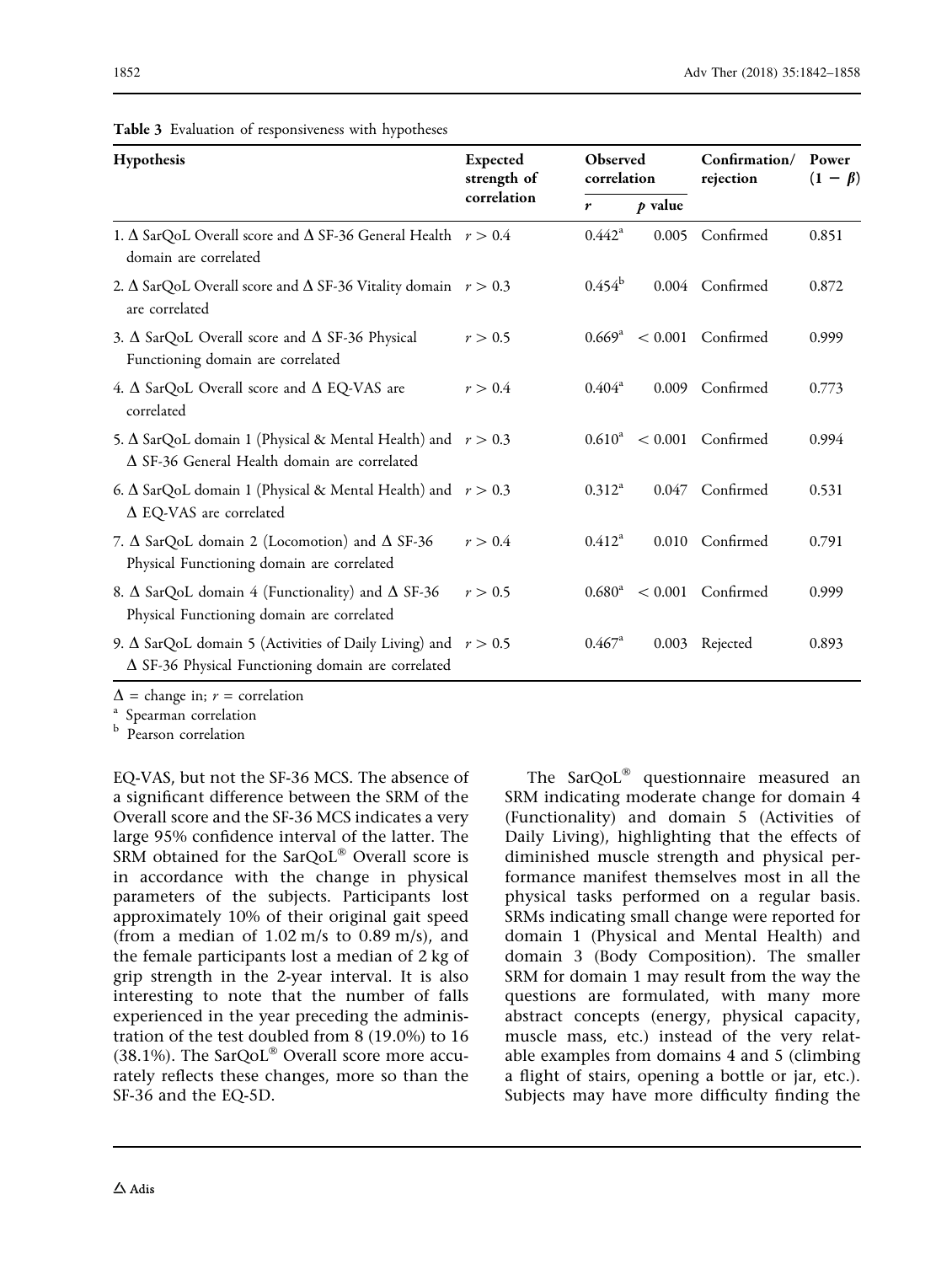**Table 3** Evaluation of responsiveness with hypotheses

| Hypothesis | Expected strength of correlation | Observed correlation | | Confirmation/ rejection | Power $(1 - \beta)$ |
|---|---|---|---|---|---|
| | | $r$ | $p$ value | | |
| 1. Δ SarQoL Overall score and Δ SF-36 General Health domain are correlated | $r > 0.4$ | 0.442[a] | 0.005 | Confirmed | 0.851 |
| 2. Δ SarQoL Overall score and Δ SF-36 Vitality domain are correlated | $r > 0.3$ | 0.454[b] | 0.004 | Confirmed | 0.872 |
| 3. Δ SarQoL Overall score and Δ SF-36 Physical Functioning domain are correlated | $r > 0.5$ | 0.669[a] | < 0.001 | Confirmed | 0.999 |
| 4. Δ SarQoL Overall score and Δ EQ-VAS are correlated | $r > 0.4$ | 0.404[a] | 0.009 | Confirmed | 0.773 |
| 5. Δ SarQoL domain 1 (Physical & Mental Health) and Δ SF-36 General Health domain are correlated | $r > 0.3$ | 0.610[a] | < 0.001 | Confirmed | 0.994 |
| 6. Δ SarQoL domain 1 (Physical & Mental Health) and Δ EQ-VAS are correlated | $r > 0.3$ | 0.312[a] | 0.047 | Confirmed | 0.531 |
| 7. Δ SarQoL domain 2 (Locomotion) and Δ SF-36 Physical Functioning domain are correlated | $r > 0.4$ | 0.412[a] | 0.010 | Confirmed | 0.791 |
| 8. Δ SarQoL domain 4 (Functionality) and Δ SF-36 Physical Functioning domain are correlated | $r > 0.5$ | 0.680[a] | < 0.001 | Confirmed | 0.999 |
| 9. Δ SarQoL domain 5 (Activities of Daily Living) and Δ SF-36 Physical Functioning domain are correlated | $r > 0.5$ | 0.467[a] | 0.003 | Rejected | 0.893 |

Δ = change in; $r$ = correlation

[a] Spearman correlation

[b] Pearson correlation

EQ-VAS, but not the SF-36 MCS. The absence of a significant difference between the SRM of the Overall score and the SF-36 MCS indicates a very large 95% confidence interval of the latter. The SRM obtained for the SarQoL® Overall score is in accordance with the change in physical parameters of the subjects. Participants lost approximately 10% of their original gait speed (from a median of 1.02 m/s to 0.89 m/s), and the female participants lost a median of 2 kg of grip strength in the 2-year interval. It is also interesting to note that the number of falls experienced in the year preceding the administration of the test doubled from 8 (19.0%) to 16 (38.1%). The SarQoL® Overall score more accurately reflects these changes, more so than the SF-36 and the EQ-5D.

The SarQoL® questionnaire measured an SRM indicating moderate change for domain 4 (Functionality) and domain 5 (Activities of Daily Living), highlighting that the effects of diminished muscle strength and physical performance manifest themselves most in all the physical tasks performed on a regular basis. SRMs indicating small change were reported for domain 1 (Physical and Mental Health) and domain 3 (Body Composition). The smaller SRM for domain 1 may result from the way the questions are formulated, with many more abstract concepts (energy, physical capacity, muscle mass, etc.) instead of the very relatable examples from domains 4 and 5 (climbing a flight of stairs, opening a bottle or jar, etc.). Subjects may have more difficulty finding the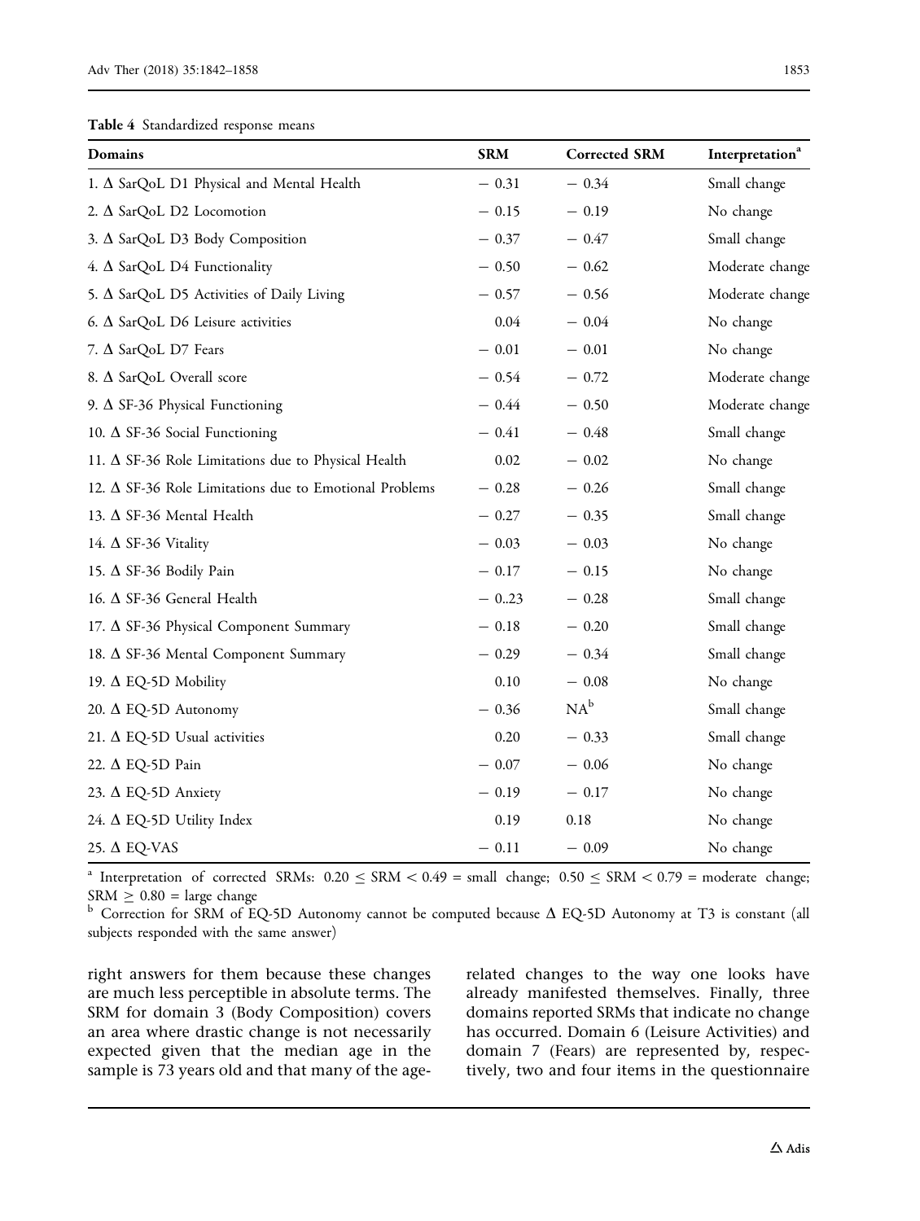**Table 4** Standardized response means

| Domains | SRM | Corrected SRM | Interpretation[a] |
|---|---|---|---|
| 1. Δ SarQoL D1 Physical and Mental Health | − 0.31 | − 0.34 | Small change |
| 2. Δ SarQoL D2 Locomotion | − 0.15 | − 0.19 | No change |
| 3. Δ SarQoL D3 Body Composition | − 0.37 | − 0.47 | Small change |
| 4. Δ SarQoL D4 Functionality | − 0.50 | − 0.62 | Moderate change |
| 5. Δ SarQoL D5 Activities of Daily Living | − 0.57 | − 0.56 | Moderate change |
| 6. Δ SarQoL D6 Leisure activities | 0.04 | − 0.04 | No change |
| 7. Δ SarQoL D7 Fears | − 0.01 | − 0.01 | No change |
| 8. Δ SarQoL Overall score | − 0.54 | − 0.72 | Moderate change |
| 9. Δ SF-36 Physical Functioning | − 0.44 | − 0.50 | Moderate change |
| 10. Δ SF-36 Social Functioning | − 0.41 | − 0.48 | Small change |
| 11. Δ SF-36 Role Limitations due to Physical Health | 0.02 | − 0.02 | No change |
| 12. Δ SF-36 Role Limitations due to Emotional Problems | − 0.28 | − 0.26 | Small change |
| 13. Δ SF-36 Mental Health | − 0.27 | − 0.35 | Small change |
| 14. Δ SF-36 Vitality | − 0.03 | − 0.03 | No change |
| 15. Δ SF-36 Bodily Pain | − 0.17 | − 0.15 | No change |
| 16. Δ SF-36 General Health | − 0..23 | − 0.28 | Small change |
| 17. Δ SF-36 Physical Component Summary | − 0.18 | − 0.20 | Small change |
| 18. Δ SF-36 Mental Component Summary | − 0.29 | − 0.34 | Small change |
| 19. Δ EQ-5D Mobility | 0.10 | − 0.08 | No change |
| 20. Δ EQ-5D Autonomy | − 0.36 | NA[b] | Small change |
| 21. Δ EQ-5D Usual activities | 0.20 | − 0.33 | Small change |
| 22. Δ EQ-5D Pain | − 0.07 | − 0.06 | No change |
| 23. Δ EQ-5D Anxiety | − 0.19 | − 0.17 | No change |
| 24. Δ EQ-5D Utility Index | 0.19 | 0.18 | No change |
| 25. Δ EQ-VAS | − 0.11 | − 0.09 | No change |

[a] Interpretation of corrected SRMs: $0.20 \leq SRM < 0.49$ = small change; $0.50 \leq SRM < 0.79$ = moderate change; $SRM \geq 0.80$ = large change

[b] Correction for SRM of EQ-5D Autonomy cannot be computed because Δ EQ-5D Autonomy at T3 is constant (all subjects responded with the same answer)

right answers for them because these changes are much less perceptible in absolute terms. The SRM for domain 3 (Body Composition) covers an area where drastic change is not necessarily expected given that the median age in the sample is 73 years old and that many of the age-related changes to the way one looks have already manifested themselves. Finally, three domains reported SRMs that indicate no change has occurred. Domain 6 (Leisure Activities) and domain 7 (Fears) are represented by, respectively, two and four items in the questionnaire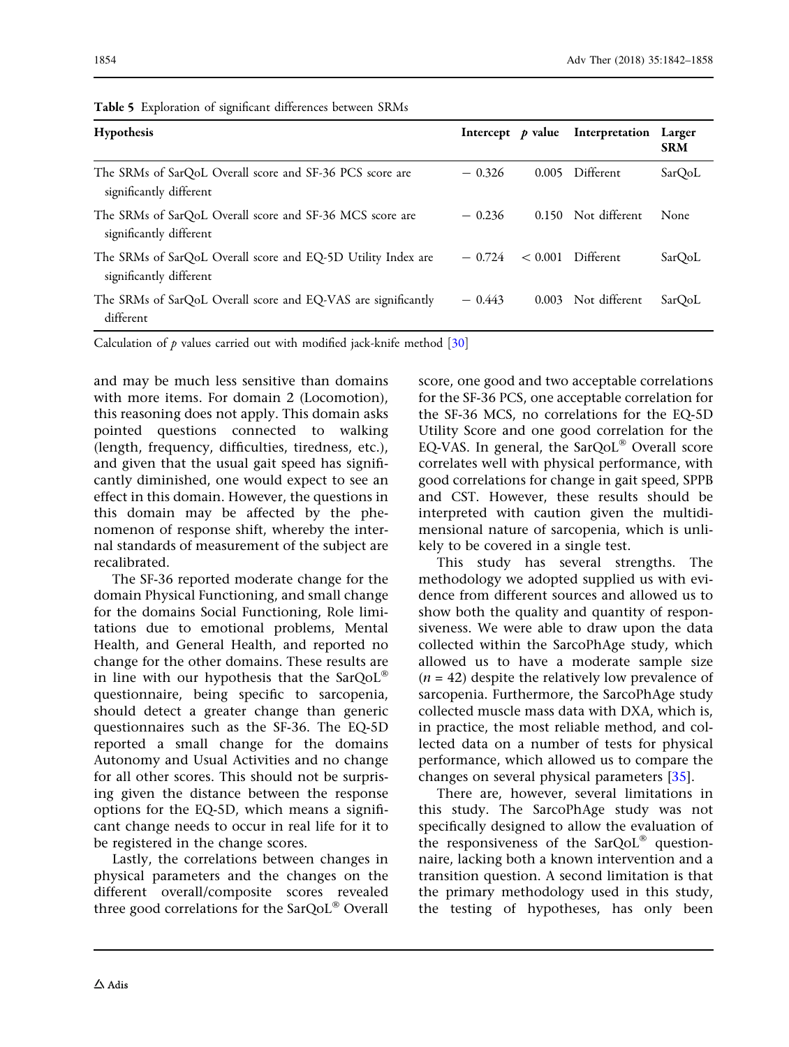**Table 5** Exploration of significant differences between SRMs

| Hypothesis | Intercept | $p$ value | Interpretation | Larger SRM |
|---|---|---|---|---|
| The SRMs of SarQoL Overall score and SF-36 PCS score are significantly different | − 0.326 | 0.005 | Different | SarQoL |
| The SRMs of SarQoL Overall score and SF-36 MCS score are significantly different | − 0.236 | 0.150 | Not different | None |
| The SRMs of SarQoL Overall score and EQ-5D Utility Index are significantly different | − 0.724 | < 0.001 | Different | SarQoL |
| The SRMs of SarQoL Overall score and EQ-VAS are significantly different | − 0.443 | 0.003 | Not different | SarQoL |

Calculation of $p$ values carried out with modified jack-knife method [30]

and may be much less sensitive than domains with more items. For domain 2 (Locomotion), this reasoning does not apply. This domain asks pointed questions connected to walking (length, frequency, difficulties, tiredness, etc.), and given that the usual gait speed has significantly diminished, one would expect to see an effect in this domain. However, the questions in this domain may be affected by the phenomenon of response shift, whereby the internal standards of measurement of the subject are recalibrated.

The SF-36 reported moderate change for the domain Physical Functioning, and small change for the domains Social Functioning, Role limitations due to emotional problems, Mental Health, and General Health, and reported no change for the other domains. These results are in line with our hypothesis that the SarQoL® questionnaire, being specific to sarcopenia, should detect a greater change than generic questionnaires such as the SF-36. The EQ-5D reported a small change for the domains Autonomy and Usual Activities and no change for all other scores. This should not be surprising given the distance between the response options for the EQ-5D, which means a significant change needs to occur in real life for it to be registered in the change scores.

Lastly, the correlations between changes in physical parameters and the changes on the different overall/composite scores revealed three good correlations for the SarQoL® Overall score, one good and two acceptable correlations for the SF-36 PCS, one acceptable correlation for the SF-36 MCS, no correlations for the EQ-5D Utility Score and one good correlation for the EQ-VAS. In general, the SarQoL® Overall score correlates well with physical performance, with good correlations for change in gait speed, SPPB and CST. However, these results should be interpreted with caution given the multidimensional nature of sarcopenia, which is unlikely to be covered in a single test.

This study has several strengths. The methodology we adopted supplied us with evidence from different sources and allowed us to show both the quality and quantity of responsiveness. We were able to draw upon the data collected within the SarcoPhAge study, which allowed us to have a moderate sample size ($n = 42$) despite the relatively low prevalence of sarcopenia. Furthermore, the SarcoPhAge study collected muscle mass data with DXA, which is, in practice, the most reliable method, and collected data on a number of tests for physical performance, which allowed us to compare the changes on several physical parameters [35].

There are, however, several limitations in this study. The SarcoPhAge study was not specifically designed to allow the evaluation of the responsiveness of the SarQoL® questionnaire, lacking both a known intervention and a transition question. A second limitation is that the primary methodology used in this study, the testing of hypotheses, has only been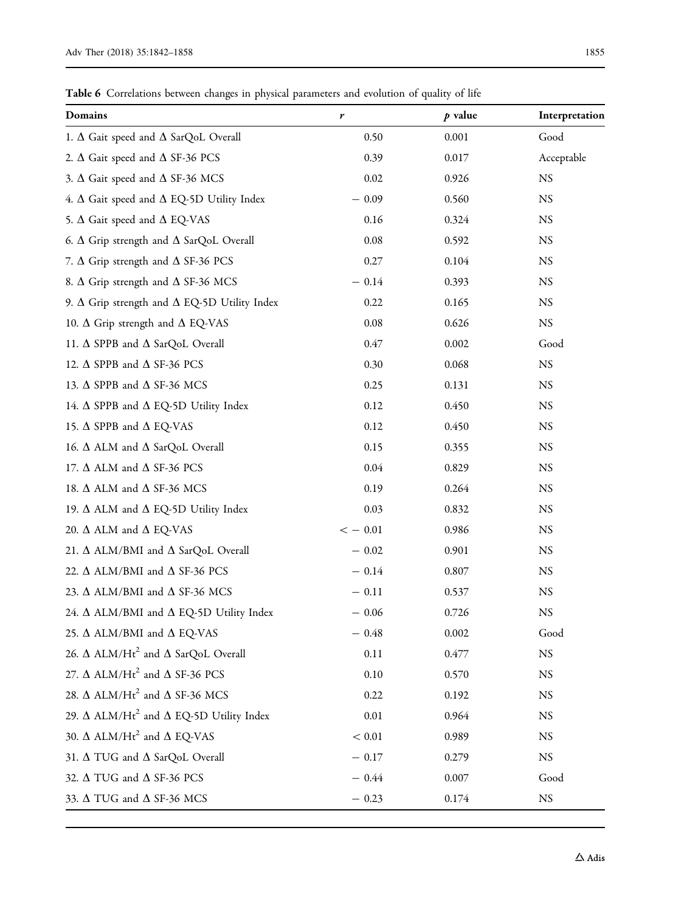**Table 6** Correlations between changes in physical parameters and evolution of quality of life

| Domains | $r$ | $p$ value | Interpretation |
|---|---|---|---|
| 1. Δ Gait speed and Δ SarQoL Overall | 0.50 | 0.001 | Good |
| 2. Δ Gait speed and Δ SF-36 PCS | 0.39 | 0.017 | Acceptable |
| 3. Δ Gait speed and Δ SF-36 MCS | 0.02 | 0.926 | NS |
| 4. Δ Gait speed and Δ EQ-5D Utility Index | − 0.09 | 0.560 | NS |
| 5. Δ Gait speed and Δ EQ-VAS | 0.16 | 0.324 | NS |
| 6. Δ Grip strength and Δ SarQoL Overall | 0.08 | 0.592 | NS |
| 7. Δ Grip strength and Δ SF-36 PCS | 0.27 | 0.104 | NS |
| 8. Δ Grip strength and Δ SF-36 MCS | − 0.14 | 0.393 | NS |
| 9. Δ Grip strength and Δ EQ-5D Utility Index | 0.22 | 0.165 | NS |
| 10. Δ Grip strength and Δ EQ-VAS | 0.08 | 0.626 | NS |
| 11. Δ SPPB and Δ SarQoL Overall | 0.47 | 0.002 | Good |
| 12. Δ SPPB and Δ SF-36 PCS | 0.30 | 0.068 | NS |
| 13. Δ SPPB and Δ SF-36 MCS | 0.25 | 0.131 | NS |
| 14. Δ SPPB and Δ EQ-5D Utility Index | 0.12 | 0.450 | NS |
| 15. Δ SPPB and Δ EQ-VAS | 0.12 | 0.450 | NS |
| 16. Δ ALM and Δ SarQoL Overall | 0.15 | 0.355 | NS |
| 17. Δ ALM and Δ SF-36 PCS | 0.04 | 0.829 | NS |
| 18. Δ ALM and Δ SF-36 MCS | 0.19 | 0.264 | NS |
| 19. Δ ALM and Δ EQ-5D Utility Index | 0.03 | 0.832 | NS |
| 20. Δ ALM and Δ EQ-VAS | < − 0.01 | 0.986 | NS |
| 21. Δ ALM/BMI and Δ SarQoL Overall | − 0.02 | 0.901 | NS |
| 22. Δ ALM/BMI and Δ SF-36 PCS | − 0.14 | 0.807 | NS |
| 23. Δ ALM/BMI and Δ SF-36 MCS | − 0.11 | 0.537 | NS |
| 24. Δ ALM/BMI and Δ EQ-5D Utility Index | − 0.06 | 0.726 | NS |
| 25. Δ ALM/BMI and Δ EQ-VAS | − 0.48 | 0.002 | Good |
| 26. Δ ALM/$Ht^2$ and Δ SarQoL Overall | 0.11 | 0.477 | NS |
| 27. Δ ALM/$Ht^2$ and Δ SF-36 PCS | 0.10 | 0.570 | NS |
| 28. Δ ALM/$Ht^2$ and Δ SF-36 MCS | 0.22 | 0.192 | NS |
| 29. Δ ALM/$Ht^2$ and Δ EQ-5D Utility Index | 0.01 | 0.964 | NS |
| 30. Δ ALM/$Ht^2$ and Δ EQ-VAS | < 0.01 | 0.989 | NS |
| 31. Δ TUG and Δ SarQoL Overall | − 0.17 | 0.279 | NS |
| 32. Δ TUG and Δ SF-36 PCS | − 0.44 | 0.007 | Good |
| 33. Δ TUG and Δ SF-36 MCS | − 0.23 | 0.174 | NS |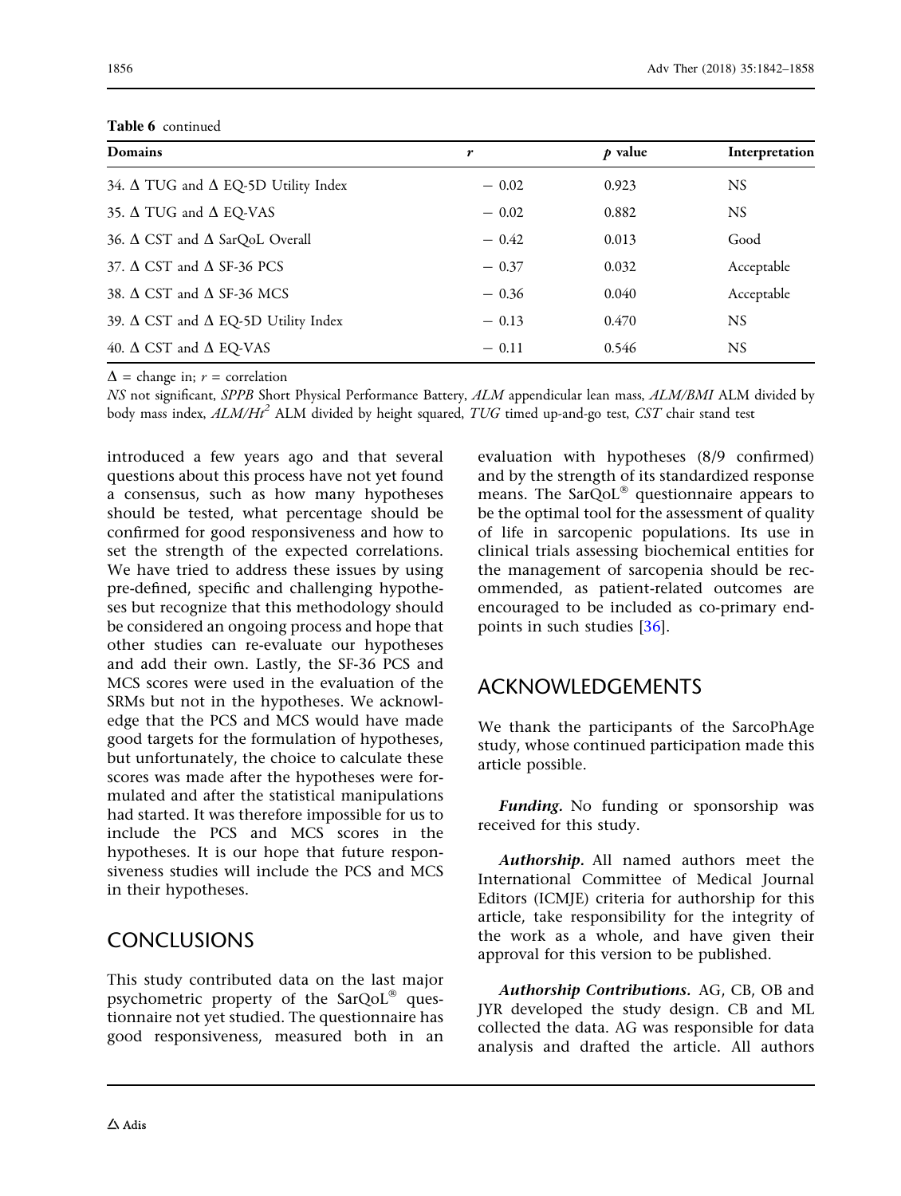**Table 6** continued

| Domains | $r$ | $p$ value | Interpretation |
|---|---|---|---|
| 34. Δ TUG and Δ EQ-5D Utility Index | − 0.02 | 0.923 | NS |
| 35. Δ TUG and Δ EQ-VAS | − 0.02 | 0.882 | NS |
| 36. Δ CST and Δ SarQoL Overall | − 0.42 | 0.013 | Good |
| 37. Δ CST and Δ SF-36 PCS | − 0.37 | 0.032 | Acceptable |
| 38. Δ CST and Δ SF-36 MCS | − 0.36 | 0.040 | Acceptable |
| 39. Δ CST and Δ EQ-5D Utility Index | − 0.13 | 0.470 | NS |
| 40. Δ CST and Δ EQ-VAS | − 0.11 | 0.546 | NS |

Δ = change in; $r$ = correlation

*NS* not significant, *SPPB* Short Physical Performance Battery, *ALM* appendicular lean mass, *ALM/BMI* ALM divided by body mass index, *ALM/Ht*$^2$ ALM divided by height squared, *TUG* timed up-and-go test, *CST* chair stand test

introduced a few years ago and that several questions about this process have not yet found a consensus, such as how many hypotheses should be tested, what percentage should be confirmed for good responsiveness and how to set the strength of the expected correlations. We have tried to address these issues by using pre-defined, specific and challenging hypotheses but recognize that this methodology should be considered an ongoing process and hope that other studies can re-evaluate our hypotheses and add their own. Lastly, the SF-36 PCS and MCS scores were used in the evaluation of the SRMs but not in the hypotheses. We acknowledge that the PCS and MCS would have made good targets for the formulation of hypotheses, but unfortunately, the choice to calculate these scores was made after the hypotheses were formulated and after the statistical manipulations had started. It was therefore impossible for us to include the PCS and MCS scores in the hypotheses. It is our hope that future responsiveness studies will include the PCS and MCS in their hypotheses.

## CONCLUSIONS

This study contributed data on the last major psychometric property of the SarQoL® questionnaire not yet studied. The questionnaire has good responsiveness, measured both in an evaluation with hypotheses (8/9 confirmed) and by the strength of its standardized response means. The SarQoL® questionnaire appears to be the optimal tool for the assessment of quality of life in sarcopenic populations. Its use in clinical trials assessing biochemical entities for the management of sarcopenia should be recommended, as patient-related outcomes are encouraged to be included as co-primary endpoints in such studies [36].

## ACKNOWLEDGEMENTS

We thank the participants of the SarcoPhAge study, whose continued participation made this article possible.

***Funding.*** No funding or sponsorship was received for this study.

***Authorship.*** All named authors meet the International Committee of Medical Journal Editors (ICMJE) criteria for authorship for this article, take responsibility for the integrity of the work as a whole, and have given their approval for this version to be published.

***Authorship Contributions.*** AG, CB, OB and JYR developed the study design. CB and ML collected the data. AG was responsible for data analysis and drafted the article. All authors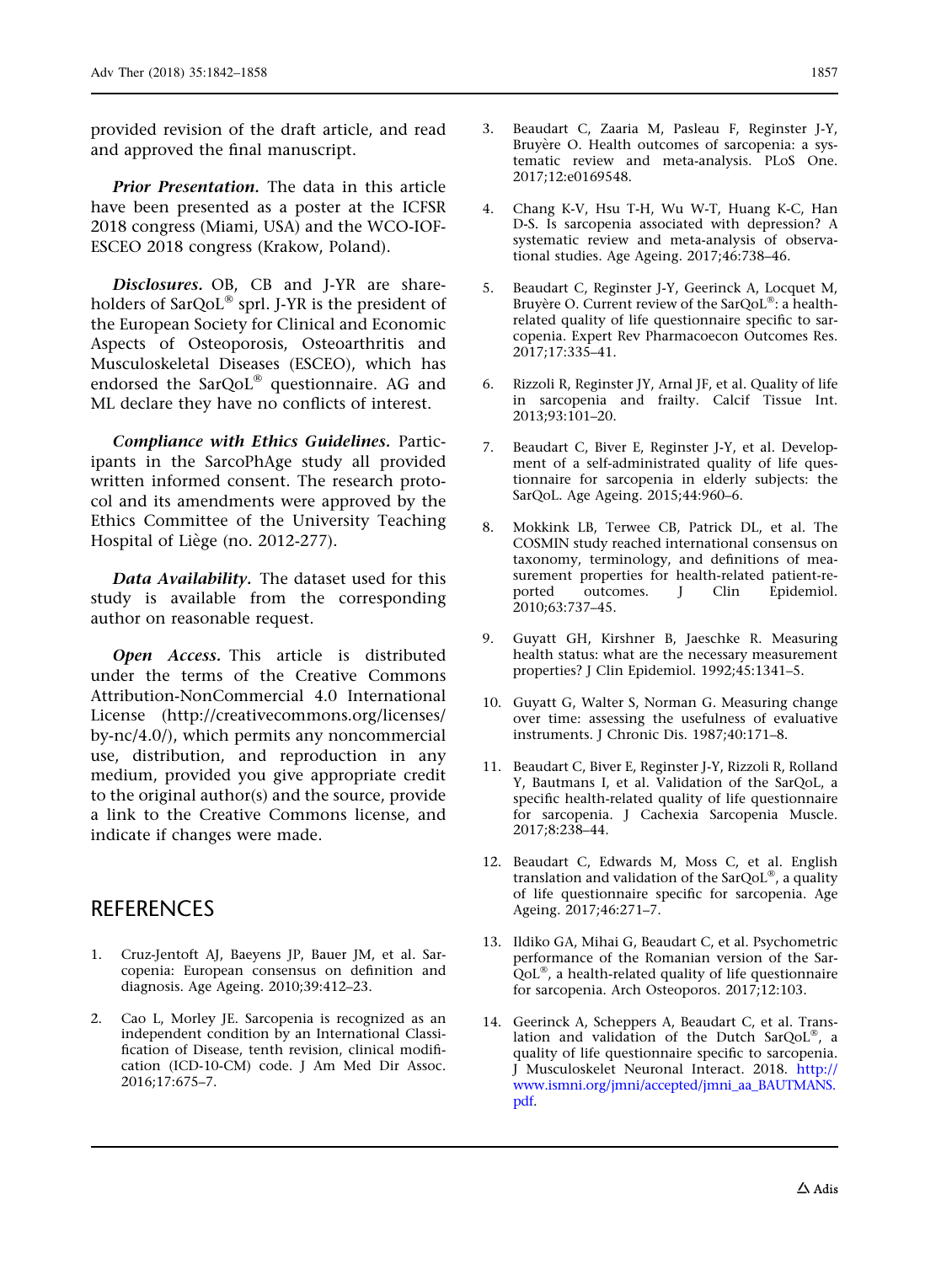provided revision of the draft article, and read and approved the final manuscript.

***Prior Presentation.*** The data in this article have been presented as a poster at the ICFSR 2018 congress (Miami, USA) and the WCO-IOF-ESCEO 2018 congress (Krakow, Poland).

***Disclosures.*** OB, CB and J-YR are shareholders of SarQoL® sprl. J-YR is the president of the European Society for Clinical and Economic Aspects of Osteoporosis, Osteoarthritis and Musculoskeletal Diseases (ESCEO), which has endorsed the SarQoL® questionnaire. AG and ML declare they have no conflicts of interest.

***Compliance with Ethics Guidelines.*** Participants in the SarcoPhAge study all provided written informed consent. The research protocol and its amendments were approved by the Ethics Committee of the University Teaching Hospital of Liège (no. 2012-277).

***Data Availability.*** The dataset used for this study is available from the corresponding author on reasonable request.

***Open Access.*** This article is distributed under the terms of the Creative Commons Attribution-NonCommercial 4.0 International License (http://creativecommons.org/licenses/by-nc/4.0/), which permits any noncommercial use, distribution, and reproduction in any medium, provided you give appropriate credit to the original author(s) and the source, provide a link to the Creative Commons license, and indicate if changes were made.

## REFERENCES

1. Cruz-Jentoft AJ, Baeyens JP, Bauer JM, et al. Sarcopenia: European consensus on definition and diagnosis. Age Ageing. 2010;39:412–23.
2. Cao L, Morley JE. Sarcopenia is recognized as an independent condition by an International Classification of Disease, tenth revision, clinical modification (ICD-10-CM) code. J Am Med Dir Assoc. 2016;17:675–7.
3. Beaudart C, Zaaria M, Pasleau F, Reginster J-Y, Bruyère O. Health outcomes of sarcopenia: a systematic review and meta-analysis. PLoS One. 2017;12:e0169548.
4. Chang K-V, Hsu T-H, Wu W-T, Huang K-C, Han D-S. Is sarcopenia associated with depression? A systematic review and meta-analysis of observational studies. Age Ageing. 2017;46:738–46.
5. Beaudart C, Reginster J-Y, Geerinck A, Locquet M, Bruyère O. Current review of the SarQoL®: a health-related quality of life questionnaire specific to sarcopenia. Expert Rev Pharmacoecon Outcomes Res. 2017;17:335–41.
6. Rizzoli R, Reginster JY, Arnal JF, et al. Quality of life in sarcopenia and frailty. Calcif Tissue Int. 2013;93:101–20.
7. Beaudart C, Biver E, Reginster J-Y, et al. Development of a self-administrated quality of life questionnaire for sarcopenia in elderly subjects: the SarQoL. Age Ageing. 2015;44:960–6.
8. Mokkink LB, Terwee CB, Patrick DL, et al. The COSMIN study reached international consensus on taxonomy, terminology, and definitions of measurement properties for health-related patient-reported outcomes. J Clin Epidemiol. 2010;63:737–45.
9. Guyatt GH, Kirshner B, Jaeschke R. Measuring health status: what are the necessary measurement properties? J Clin Epidemiol. 1992;45:1341–5.
10. Guyatt G, Walter S, Norman G. Measuring change over time: assessing the usefulness of evaluative instruments. J Chronic Dis. 1987;40:171–8.
11. Beaudart C, Biver E, Reginster J-Y, Rizzoli R, Rolland Y, Bautmans I, et al. Validation of the SarQoL, a specific health-related quality of life questionnaire for sarcopenia. J Cachexia Sarcopenia Muscle. 2017;8:238–44.
12. Beaudart C, Edwards M, Moss C, et al. English translation and validation of the SarQoL®, a quality of life questionnaire specific for sarcopenia. Age Ageing. 2017;46:271–7.
13. Ildiko GA, Mihai G, Beaudart C, et al. Psychometric performance of the Romanian version of the SarQoL®, a health-related quality of life questionnaire for sarcopenia. Arch Osteoporos. 2017;12:103.
14. Geerinck A, Scheppers A, Beaudart C, et al. Translation and validation of the Dutch SarQoL®, a quality of life questionnaire specific to sarcopenia. J Musculoskelet Neuronal Interact. 2018. http://www.ismni.org/jmni/accepted/jmni_aa_BAUTMANS.pdf.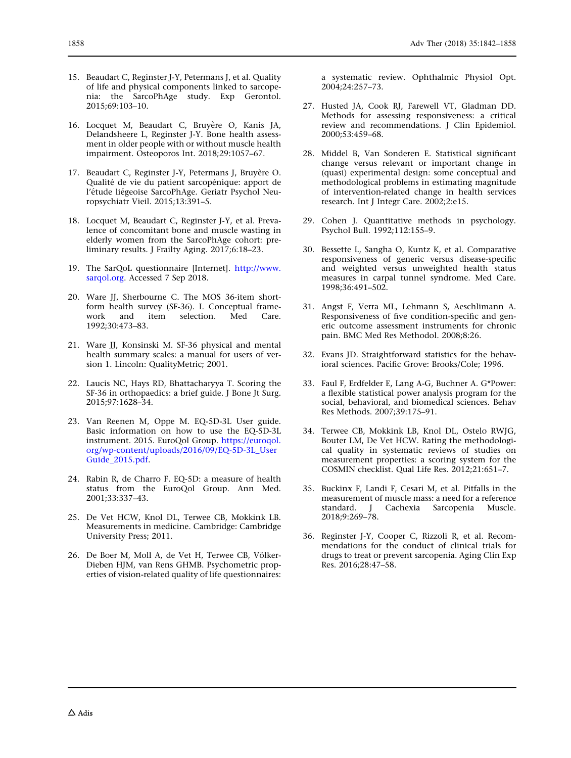15. Beaudart C, Reginster J-Y, Petermans J, et al. Quality of life and physical components linked to sarcopenia: the SarcoPhAge study. Exp Gerontol. 2015;69:103–10.

16. Locquet M, Beaudart C, Bruyère O, Kanis JA, Delandsheere L, Reginster J-Y. Bone health assessment in older people with or without muscle health impairment. Osteoporos Int. 2018;29:1057–67.

17. Beaudart C, Reginster J-Y, Petermans J, Bruyère O. Qualité de vie du patient sarcopénique: apport de l'étude liégeoise SarcoPhAge. Geriatr Psychol Neuropsychiatr Vieil. 2015;13:391–5.

18. Locquet M, Beaudart C, Reginster J-Y, et al. Prevalence of concomitant bone and muscle wasting in elderly women from the SarcoPhAge cohort: preliminary results. J Frailty Aging. 2017;6:18–23.

19. The SarQoL questionnaire [Internet]. http://www.sarqol.org. Accessed 7 Sep 2018.

20. Ware JJ, Sherbourne C. The MOS 36-item short-form health survey (SF-36). I. Conceptual framework and item selection. Med Care. 1992;30:473–83.

21. Ware JJ, Konsinski M. SF-36 physical and mental health summary scales: a manual for users of version 1. Lincoln: QualityMetric; 2001.

22. Laucis NC, Hays RD, Bhattacharyya T. Scoring the SF-36 in orthopaedics: a brief guide. J Bone Jt Surg. 2015;97:1628–34.

23. Van Reenen M, Oppe M. EQ-5D-3L User guide. Basic information on how to use the EQ-5D-3L instrument. 2015. EuroQol Group. https://euroqol.org/wp-content/uploads/2016/09/EQ-5D-3L_UserGuide_2015.pdf.

24. Rabin R, de Charro F. EQ-5D: a measure of health status from the EuroQol Group. Ann Med. 2001;33:337–43.

25. De Vet HCW, Knol DL, Terwee CB, Mokkink LB. Measurements in medicine. Cambridge: Cambridge University Press; 2011.

26. De Boer M, Moll A, de Vet H, Terwee CB, Völker-Dieben HJM, van Rens GHMB. Psychometric properties of vision-related quality of life questionnaires: a systematic review. Ophthalmic Physiol Opt. 2004;24:257–73.

27. Husted JA, Cook RJ, Farewell VT, Gladman DD. Methods for assessing responsiveness: a critical review and recommendations. J Clin Epidemiol. 2000;53:459–68.

28. Middel B, Van Sonderen E. Statistical significant change versus relevant or important change in (quasi) experimental design: some conceptual and methodological problems in estimating magnitude of intervention-related change in health services research. Int J Integr Care. 2002;2:e15.

29. Cohen J. Quantitative methods in psychology. Psychol Bull. 1992;112:155–9.

30. Bessette L, Sangha O, Kuntz K, et al. Comparative responsiveness of generic versus disease-specific and weighted versus unweighted health status measures in carpal tunnel syndrome. Med Care. 1998;36:491–502.

31. Angst F, Verra ML, Lehmann S, Aeschlimann A. Responsiveness of five condition-specific and generic outcome assessment instruments for chronic pain. BMC Med Res Methodol. 2008;8:26.

32. Evans JD. Straightforward statistics for the behavioral sciences. Pacific Grove: Brooks/Cole; 1996.

33. Faul F, Erdfelder E, Lang A-G, Buchner A. G*Power: a flexible statistical power analysis program for the social, behavioral, and biomedical sciences. Behav Res Methods. 2007;39:175–91.

34. Terwee CB, Mokkink LB, Knol DL, Ostelo RWJG, Bouter LM, De Vet HCW. Rating the methodological quality in systematic reviews of studies on measurement properties: a scoring system for the COSMIN checklist. Qual Life Res. 2012;21:651–7.

35. Buckinx F, Landi F, Cesari M, et al. Pitfalls in the measurement of muscle mass: a need for a reference standard. J Cachexia Sarcopenia Muscle. 2018;9:269–78.

36. Reginster J-Y, Cooper C, Rizzoli R, et al. Recommendations for the conduct of clinical trials for drugs to treat or prevent sarcopenia. Aging Clin Exp Res. 2016;28:47–58.